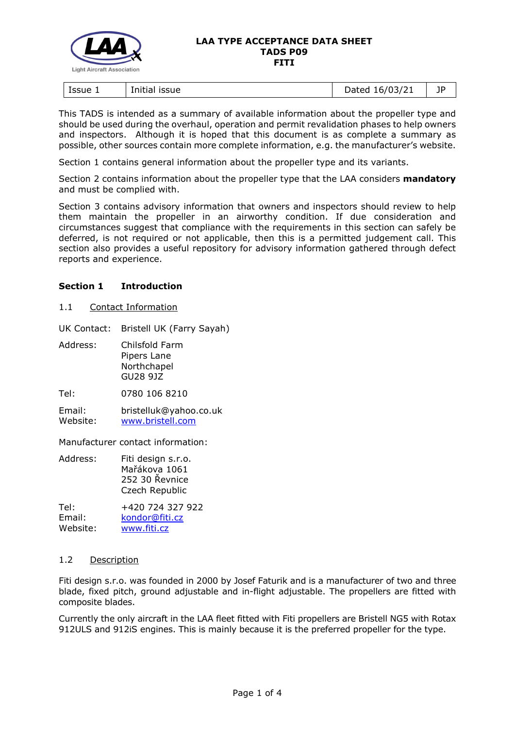# LAA TYPE ACCEPTANCE DATA SHEET
## TADS P09
## FITI

| Issue 1 | Initial issue | Dated 16/03/21 | JP |
|---|---|---|---|

This TADS is intended as a summary of available information about the propeller type and should be used during the overhaul, operation and permit revalidation phases to help owners and inspectors. Although it is hoped that this document is as complete a summary as possible, other sources contain more complete information, e.g. the manufacturer's website.

Section 1 contains general information about the propeller type and its variants.

Section 2 contains information about the propeller type that the LAA considers **mandatory** and must be complied with.

Section 3 contains advisory information that owners and inspectors should review to help them maintain the propeller in an airworthy condition. If due consideration and circumstances suggest that compliance with the requirements in this section can safely be deferred, is not required or not applicable, then this is a permitted judgement call. This section also provides a useful repository for advisory information gathered through defect reports and experience.

## Section 1 Introduction

### 1.1 Contact Information

UK Contact: Bristell UK (Farry Sayah)

Address: Chilsfold Farm
Pipers Lane
Northchapel
GU28 9JZ

Tel: 0780 106 8210

Email: bristelluk@yahoo.co.uk
Website: www.bristell.com

Manufacturer contact information:

Address: Fiti design s.r.o.
Mařákova 1061
252 30 Řevnice
Czech Republic

Tel: +420 724 327 922
Email: kondor@fiti.cz
Website: www.fiti.cz

### 1.2 Description

Fiti design s.r.o. was founded in 2000 by Josef Faturik and is a manufacturer of two and three blade, fixed pitch, ground adjustable and in-flight adjustable. The propellers are fitted with composite blades.

Currently the only aircraft in the LAA fleet fitted with Fiti propellers are Bristell NG5 with Rotax 912ULS and 912iS engines. This is mainly because it is the preferred propeller for the type.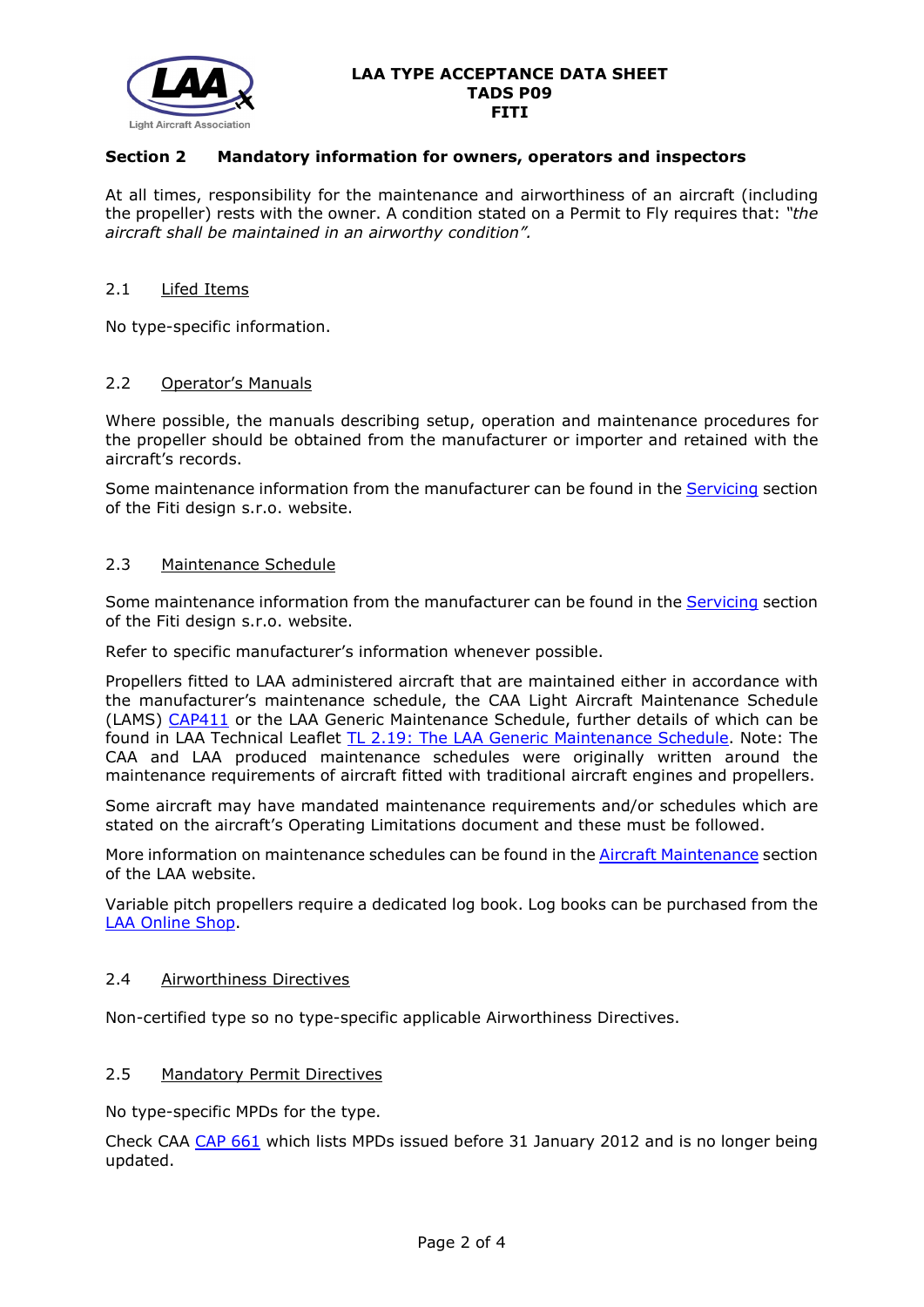## Section 2 Mandatory information for owners, operators and inspectors

At all times, responsibility for the maintenance and airworthiness of an aircraft (including the propeller) rests with the owner. A condition stated on a Permit to Fly requires that: *"the aircraft shall be maintained in an airworthy condition".*

### 2.1 Lifed Items

No type-specific information.

### 2.2 Operator's Manuals

Where possible, the manuals describing setup, operation and maintenance procedures for the propeller should be obtained from the manufacturer or importer and retained with the aircraft's records.

Some maintenance information from the manufacturer can be found in the Servicing section of the Fiti design s.r.o. website.

### 2.3 Maintenance Schedule

Some maintenance information from the manufacturer can be found in the Servicing section of the Fiti design s.r.o. website.

Refer to specific manufacturer's information whenever possible.

Propellers fitted to LAA administered aircraft that are maintained either in accordance with the manufacturer's maintenance schedule, the CAA Light Aircraft Maintenance Schedule (LAMS) CAP411 or the LAA Generic Maintenance Schedule, further details of which can be found in LAA Technical Leaflet TL 2.19: The LAA Generic Maintenance Schedule. Note: The CAA and LAA produced maintenance schedules were originally written around the maintenance requirements of aircraft fitted with traditional aircraft engines and propellers.

Some aircraft may have mandated maintenance requirements and/or schedules which are stated on the aircraft's Operating Limitations document and these must be followed.

More information on maintenance schedules can be found in the Aircraft Maintenance section of the LAA website.

Variable pitch propellers require a dedicated log book. Log books can be purchased from the LAA Online Shop.

### 2.4 Airworthiness Directives

Non-certified type so no type-specific applicable Airworthiness Directives.

### 2.5 Mandatory Permit Directives

No type-specific MPDs for the type.

Check CAA CAP 661 which lists MPDs issued before 31 January 2012 and is no longer being updated.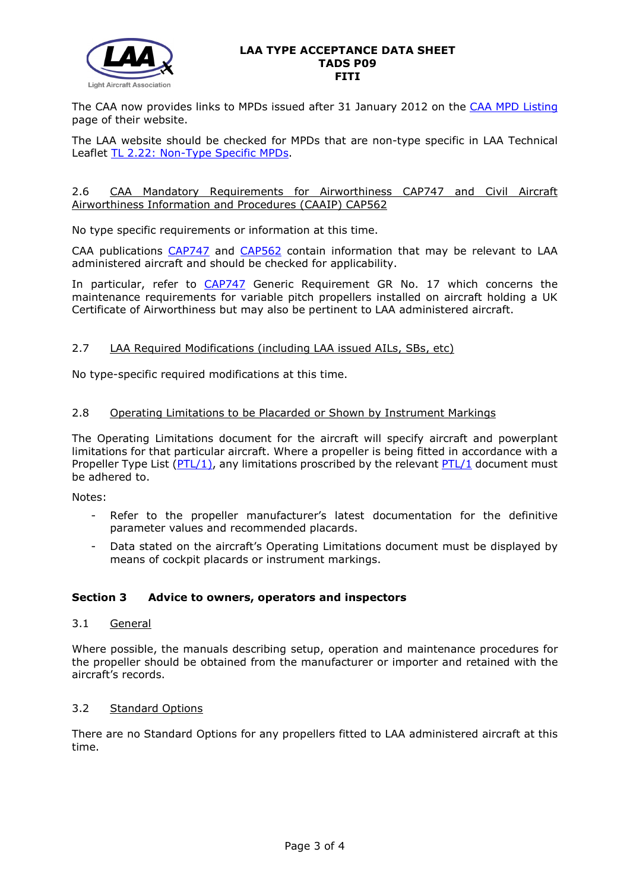The CAA now provides links to MPDs issued after 31 January 2012 on the CAA MPD Listing page of their website.

The LAA website should be checked for MPDs that are non-type specific in LAA Technical Leaflet TL 2.22: Non-Type Specific MPDs.

### 2.6 CAA Mandatory Requirements for Airworthiness CAP747 and Civil Aircraft Airworthiness Information and Procedures (CAAIP) CAP562

No type specific requirements or information at this time.

CAA publications CAP747 and CAP562 contain information that may be relevant to LAA administered aircraft and should be checked for applicability.

In particular, refer to CAP747 Generic Requirement GR No. 17 which concerns the maintenance requirements for variable pitch propellers installed on aircraft holding a UK Certificate of Airworthiness but may also be pertinent to LAA administered aircraft.

### 2.7 LAA Required Modifications (including LAA issued AILs, SBs, etc)

No type-specific required modifications at this time.

### 2.8 Operating Limitations to be Placarded or Shown by Instrument Markings

The Operating Limitations document for the aircraft will specify aircraft and powerplant limitations for that particular aircraft. Where a propeller is being fitted in accordance with a Propeller Type List (PTL/1), any limitations proscribed by the relevant PTL/1 document must be adhered to.

Notes:

- Refer to the propeller manufacturer's latest documentation for the definitive parameter values and recommended placards.
- Data stated on the aircraft's Operating Limitations document must be displayed by means of cockpit placards or instrument markings.

## Section 3 Advice to owners, operators and inspectors

### 3.1 General

Where possible, the manuals describing setup, operation and maintenance procedures for the propeller should be obtained from the manufacturer or importer and retained with the aircraft's records.

### 3.2 Standard Options

There are no Standard Options for any propellers fitted to LAA administered aircraft at this time.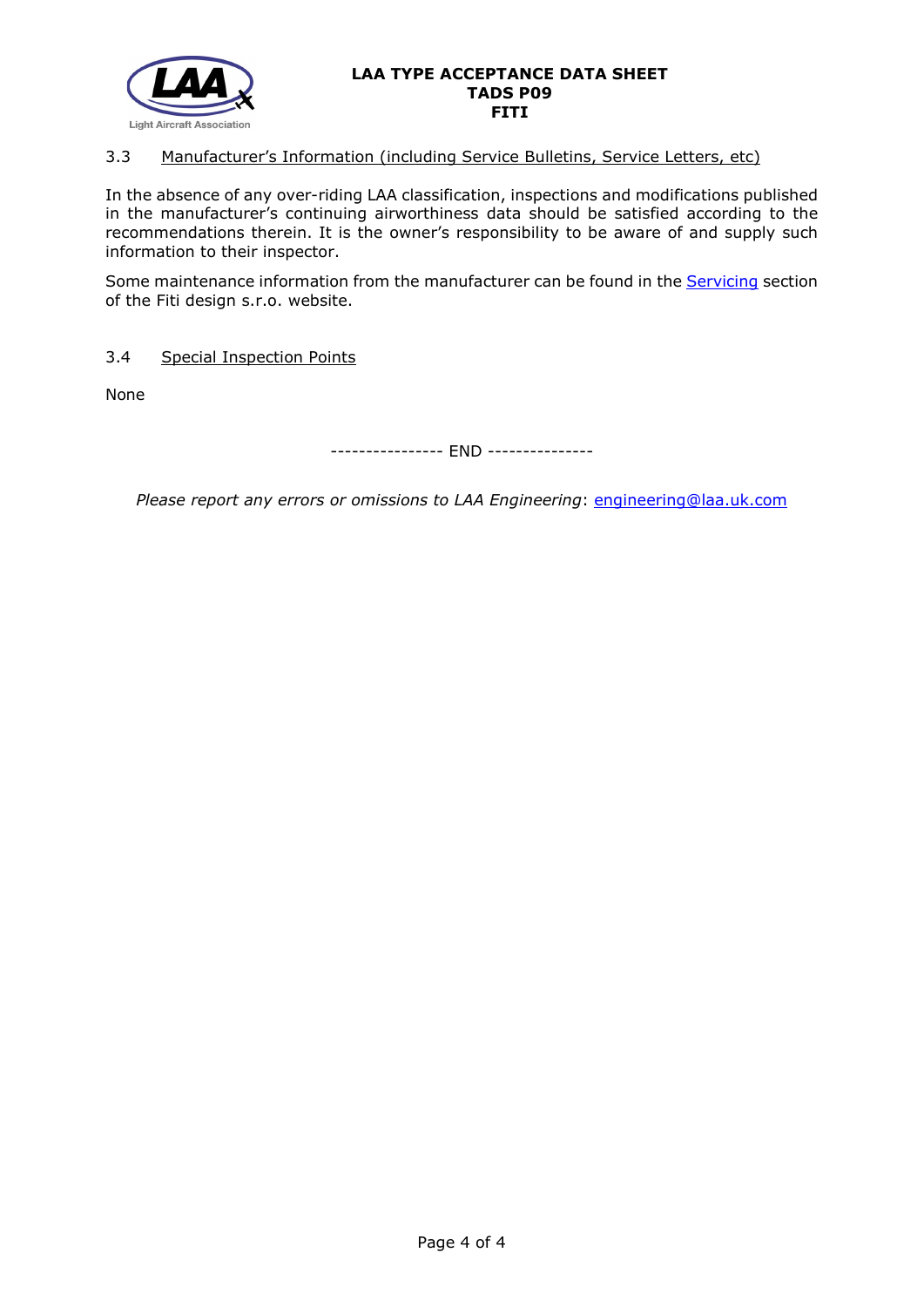### 3.3 Manufacturer's Information (including Service Bulletins, Service Letters, etc)

In the absence of any over-riding LAA classification, inspections and modifications published in the manufacturer's continuing airworthiness data should be satisfied according to the recommendations therein. It is the owner's responsibility to be aware of and supply such information to their inspector.

Some maintenance information from the manufacturer can be found in the Servicing section of the Fiti design s.r.o. website.

### 3.4 Special Inspection Points

None

---------------- END ---------------

*Please report any errors or omissions to LAA Engineering*: engineering@laa.uk.com